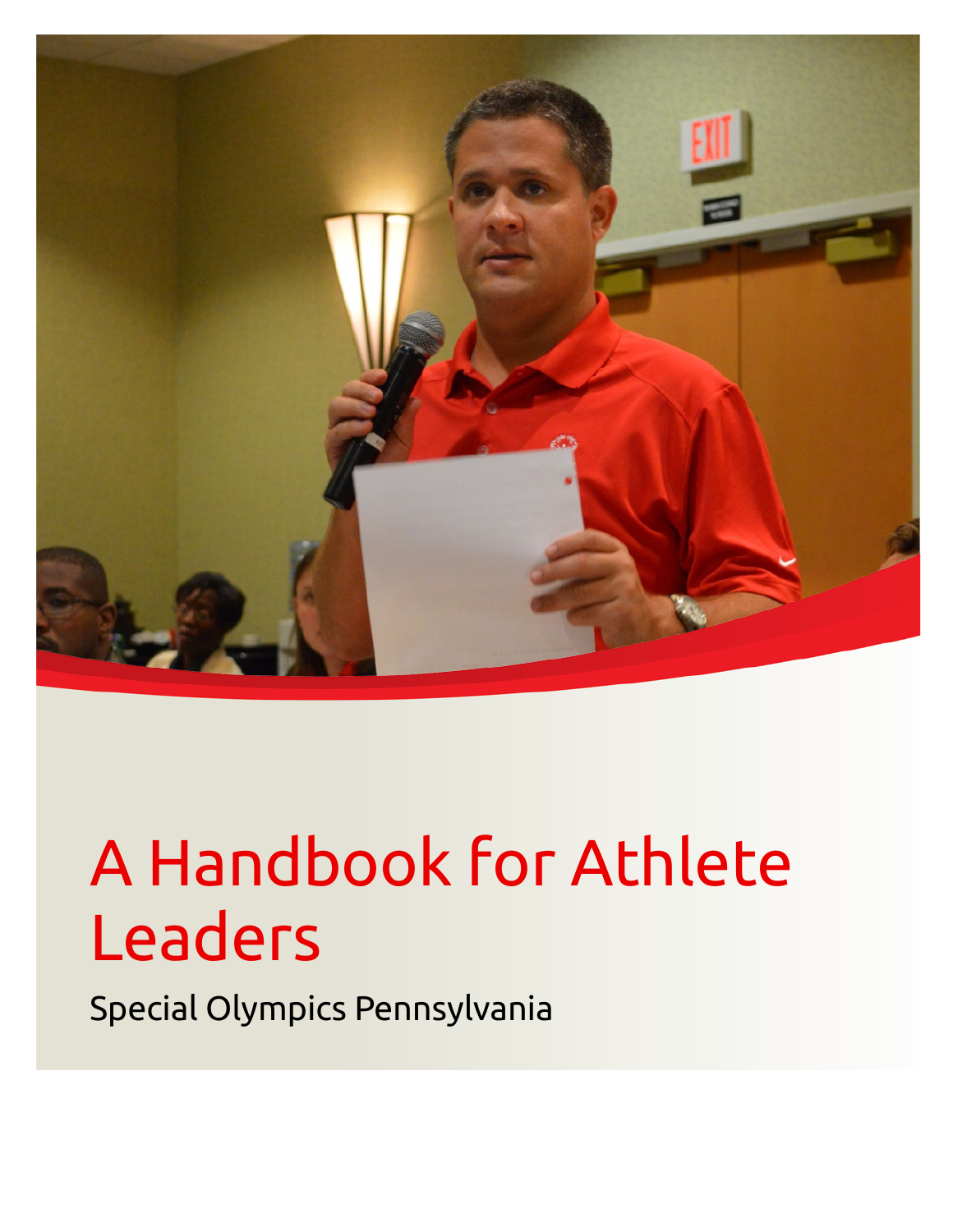# A Handbook for Athlete Leaders

Special Olympics Pennsylvania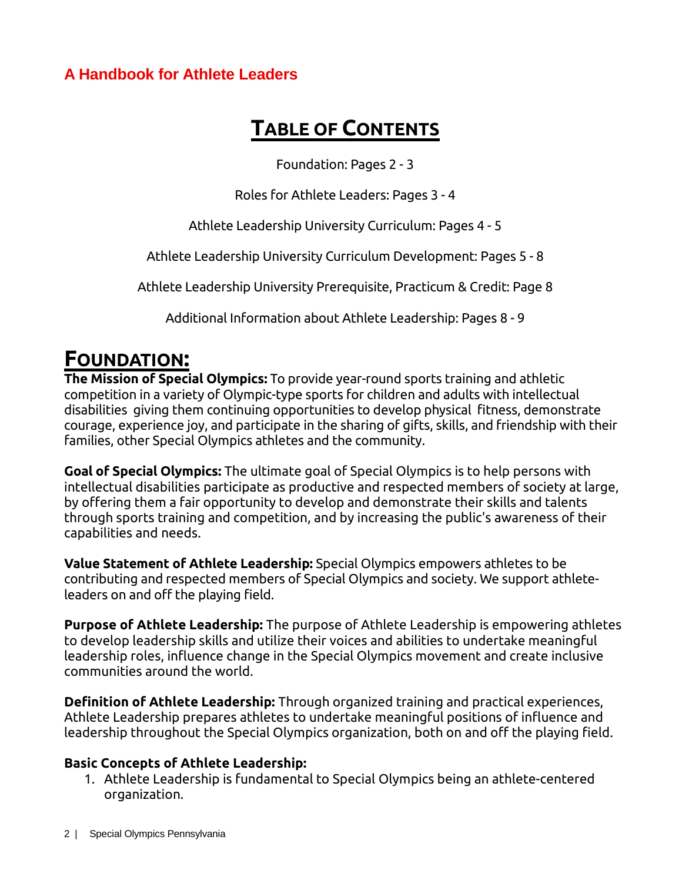A Handbook for Athlete Leaders

# TABLE OF CONTENTS

Foundation: Pages 2 - 3

Roles for Athlete Leaders: Pages 3 - 4

Athlete Leadership University Curriculum: Pages 4 - 5

Athlete Leadership University Curriculum Development: Pages 5 - 8

Athlete Leadership University Prerequisite, Practicum & Credit: Page 8

Additional Information about Athlete Leadership: Pages 8 - 9

# FOUNDATION:

**The Mission of Special Olympics:** To provide year-round sports training and athletic competition in a variety of Olympic-type sports for children and adults with intellectual disabilities giving them continuing opportunities to develop physical fitness, demonstrate courage, experience joy, and participate in the sharing of gifts, skills, and friendship with their families, other Special Olympics athletes and the community.

**Goal of Special Olympics:** The ultimate goal of Special Olympics is to help persons with intellectual disabilities participate as productive and respected members of society at large, by offering them a fair opportunity to develop and demonstrate their skills and talents through sports training and competition, and by increasing the public's awareness of their capabilities and needs.

**Value Statement of Athlete Leadership:** Special Olympics empowers athletes to be contributing and respected members of Special Olympics and society. We support athlete-leaders on and off the playing field.

**Purpose of Athlete Leadership:** The purpose of Athlete Leadership is empowering athletes to develop leadership skills and utilize their voices and abilities to undertake meaningful leadership roles, influence change in the Special Olympics movement and create inclusive communities around the world.

**Definition of Athlete Leadership:** Through organized training and practical experiences, Athlete Leadership prepares athletes to undertake meaningful positions of influence and leadership throughout the Special Olympics organization, both on and off the playing field.

**Basic Concepts of Athlete Leadership:**

1. Athlete Leadership is fundamental to Special Olympics being an athlete-centered organization.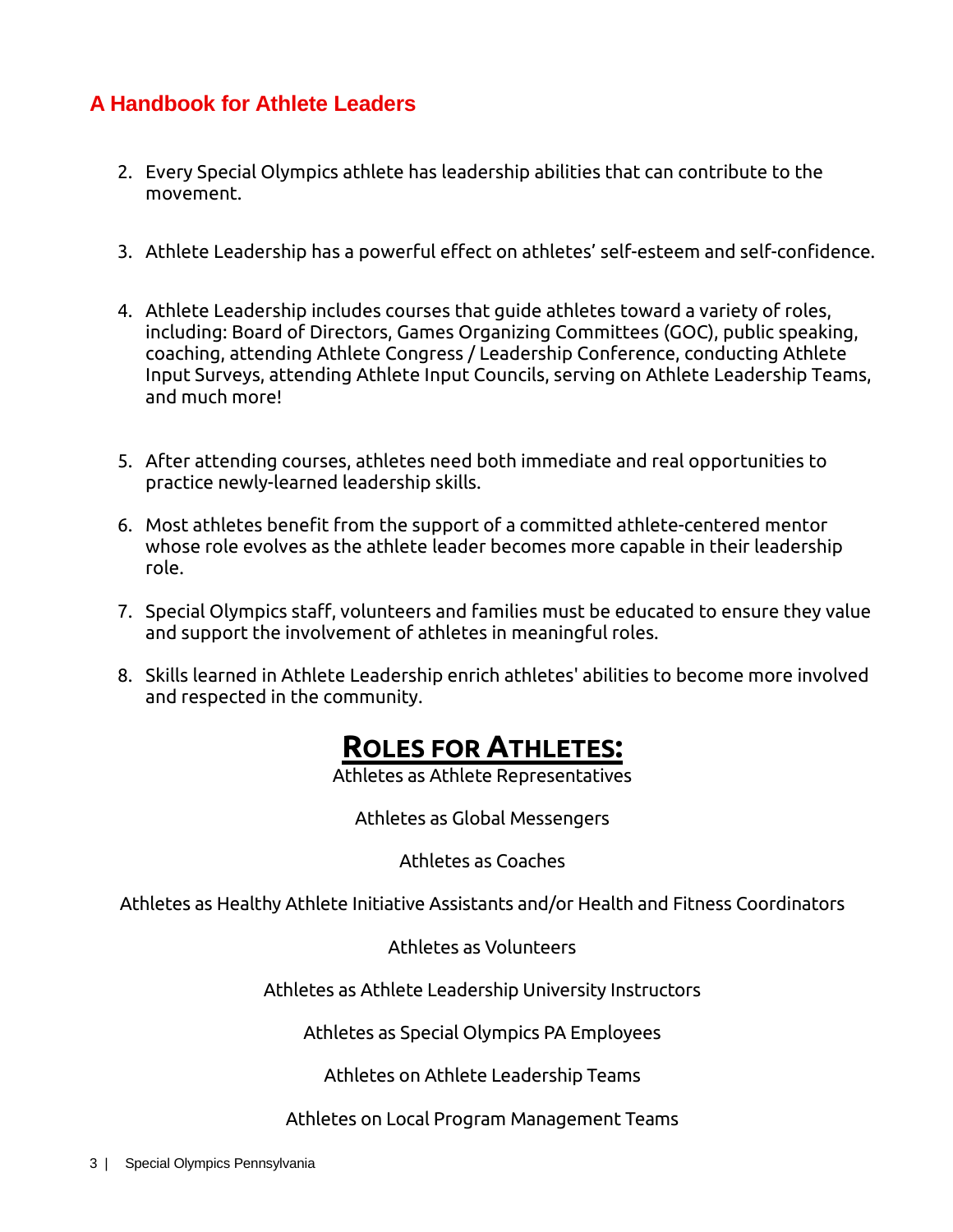2. Every Special Olympics athlete has leadership abilities that can contribute to the movement.

3. Athlete Leadership has a powerful effect on athletes' self-esteem and self-confidence.

4. Athlete Leadership includes courses that guide athletes toward a variety of roles, including: Board of Directors, Games Organizing Committees (GOC), public speaking, coaching, attending Athlete Congress / Leadership Conference, conducting Athlete Input Surveys, attending Athlete Input Councils, serving on Athlete Leadership Teams, and much more!

5. After attending courses, athletes need both immediate and real opportunities to practice newly-learned leadership skills.

6. Most athletes benefit from the support of a committed athlete-centered mentor whose role evolves as the athlete leader becomes more capable in their leadership role.

7. Special Olympics staff, volunteers and families must be educated to ensure they value and support the involvement of athletes in meaningful roles.

8. Skills learned in Athlete Leadership enrich athletes' abilities to become more involved and respected in the community.

## Roles for Athletes:

Athletes as Athlete Representatives

Athletes as Global Messengers

Athletes as Coaches

Athletes as Healthy Athlete Initiative Assistants and/or Health and Fitness Coordinators

Athletes as Volunteers

Athletes as Athlete Leadership University Instructors

Athletes as Special Olympics PA Employees

Athletes on Athlete Leadership Teams

Athletes on Local Program Management Teams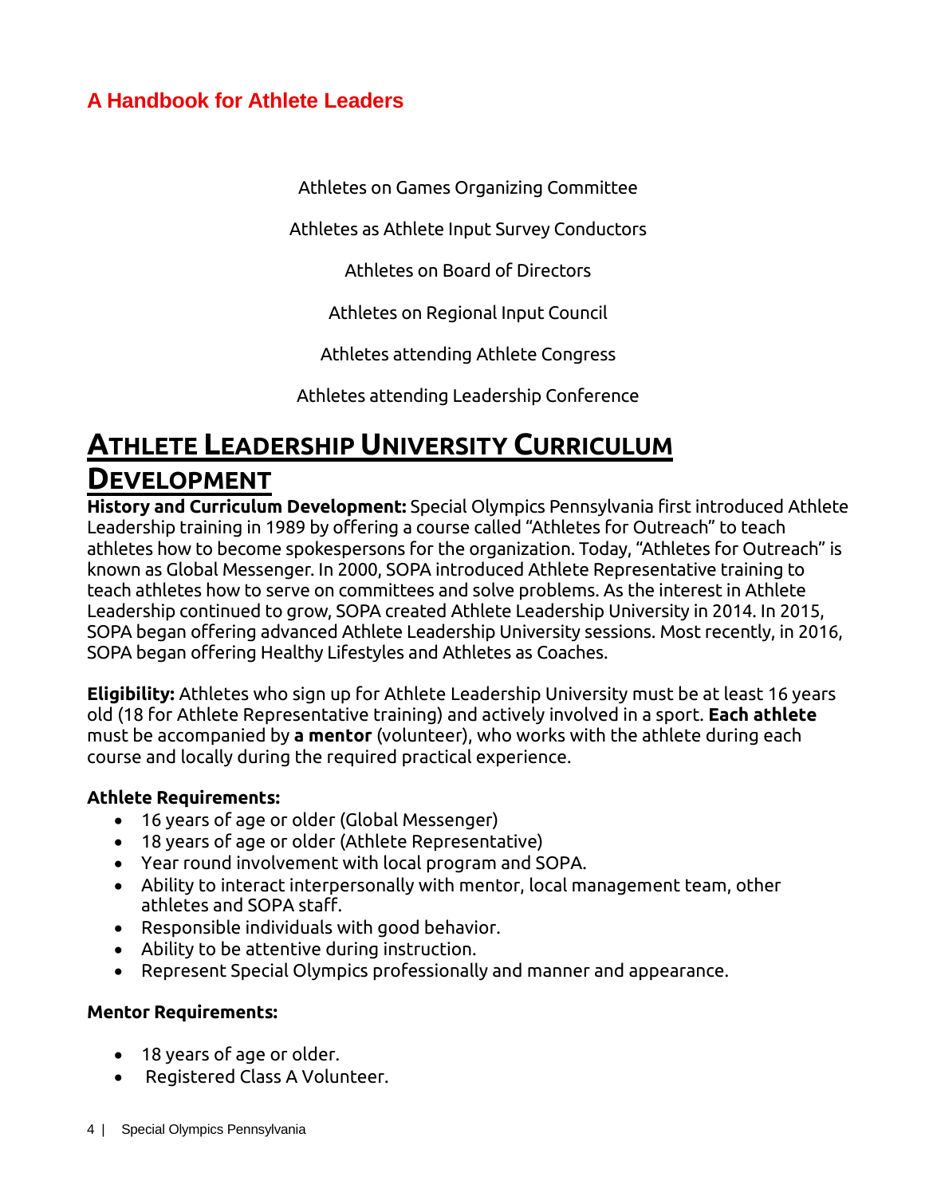Athletes on Games Organizing Committee

Athletes as Athlete Input Survey Conductors

Athletes on Board of Directors

Athletes on Regional Input Council

Athletes attending Athlete Congress

Athletes attending Leadership Conference

# ATHLETE LEADERSHIP UNIVERSITY CURRICULUM DEVELOPMENT

**History and Curriculum Development:** Special Olympics Pennsylvania first introduced Athlete Leadership training in 1989 by offering a course called "Athletes for Outreach" to teach athletes how to become spokespersons for the organization. Today, "Athletes for Outreach" is known as Global Messenger. In 2000, SOPA introduced Athlete Representative training to teach athletes how to serve on committees and solve problems. As the interest in Athlete Leadership continued to grow, SOPA created Athlete Leadership University in 2014. In 2015, SOPA began offering advanced Athlete Leadership University sessions. Most recently, in 2016, SOPA began offering Healthy Lifestyles and Athletes as Coaches.

**Eligibility:** Athletes who sign up for Athlete Leadership University must be at least 16 years old (18 for Athlete Representative training) and actively involved in a sport. **Each athlete** must be accompanied by **a mentor** (volunteer), who works with the athlete during each course and locally during the required practical experience.

**Athlete Requirements:**

- 16 years of age or older (Global Messenger)
- 18 years of age or older (Athlete Representative)
- Year round involvement with local program and SOPA.
- Ability to interact interpersonally with mentor, local management team, other athletes and SOPA staff.
- Responsible individuals with good behavior.
- Ability to be attentive during instruction.
- Represent Special Olympics professionally and manner and appearance.

**Mentor Requirements:**

- 18 years of age or older.
- Registered Class A Volunteer.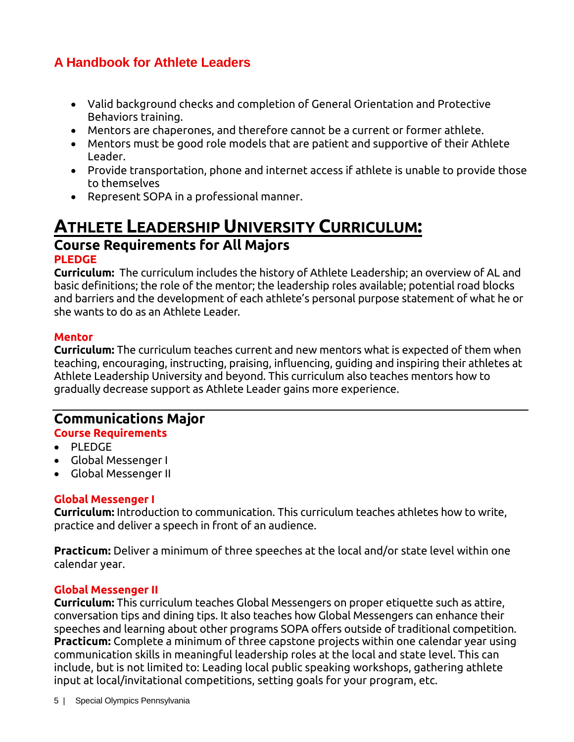- Valid background checks and completion of General Orientation and Protective Behaviors training.
- Mentors are chaperones, and therefore cannot be a current or former athlete.
- Mentors must be good role models that are patient and supportive of their Athlete Leader.
- Provide transportation, phone and internet access if athlete is unable to provide those to themselves
- Represent SOPA in a professional manner.

# ATHLETE LEADERSHIP UNIVERSITY CURRICULUM:

## Course Requirements for All Majors

### PLEDGE

**Curriculum:** The curriculum includes the history of Athlete Leadership; an overview of AL and basic definitions; the role of the mentor; the leadership roles available; potential road blocks and barriers and the development of each athlete's personal purpose statement of what he or she wants to do as an Athlete Leader.

### Mentor

**Curriculum:** The curriculum teaches current and new mentors what is expected of them when teaching, encouraging, instructing, praising, influencing, guiding and inspiring their athletes at Athlete Leadership University and beyond. This curriculum also teaches mentors how to gradually decrease support as Athlete Leader gains more experience.

---

## Communications Major

### Course Requirements

- PLEDGE
- Global Messenger I
- Global Messenger II

### Global Messenger I

**Curriculum:** Introduction to communication. This curriculum teaches athletes how to write, practice and deliver a speech in front of an audience.

**Practicum:** Deliver a minimum of three speeches at the local and/or state level within one calendar year.

### Global Messenger II

**Curriculum:** This curriculum teaches Global Messengers on proper etiquette such as attire, conversation tips and dining tips. It also teaches how Global Messengers can enhance their speeches and learning about other programs SOPA offers outside of traditional competition.
**Practicum:** Complete a minimum of three capstone projects within one calendar year using communication skills in meaningful leadership roles at the local and state level. This can include, but is not limited to: Leading local public speaking workshops, gathering athlete input at local/invitational competitions, setting goals for your program, etc.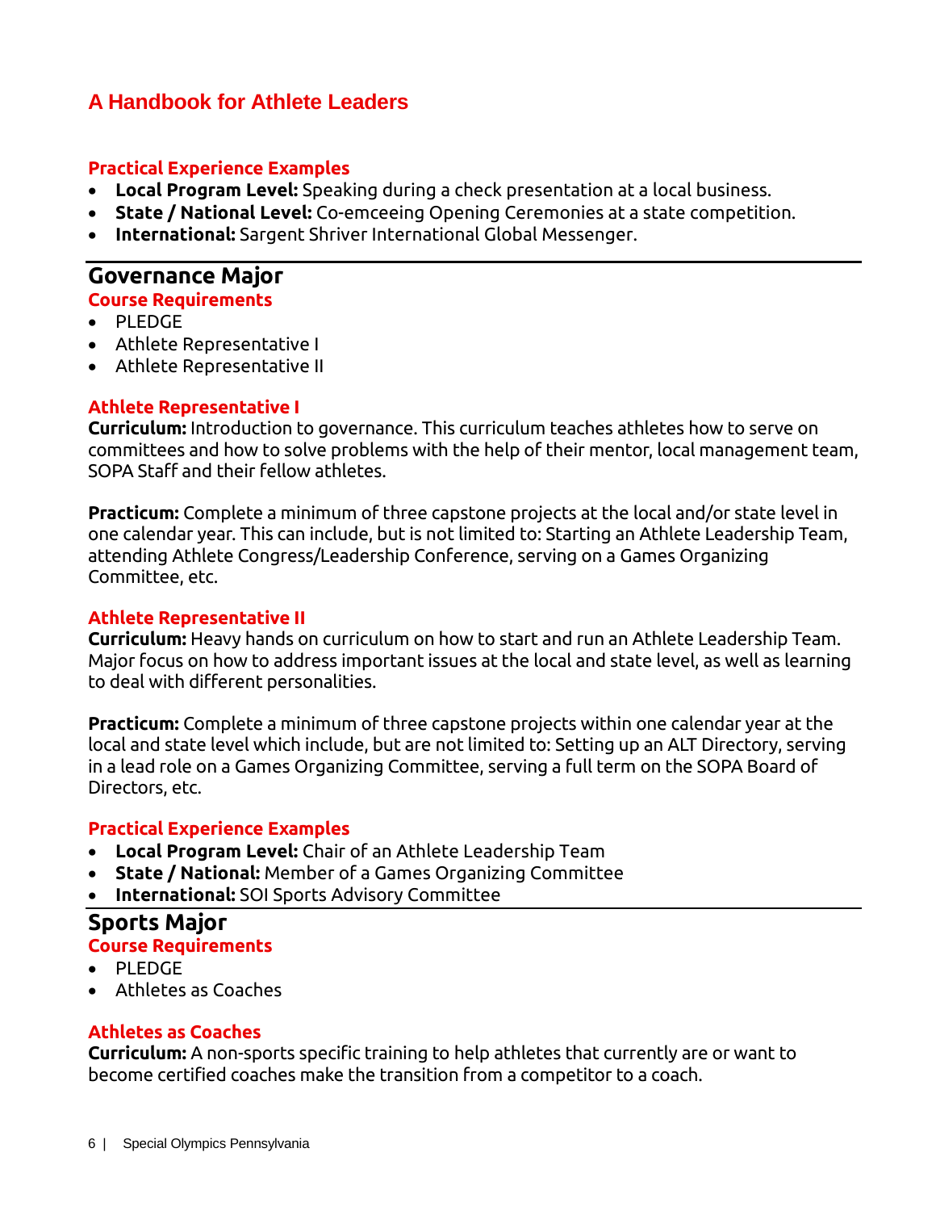## Practical Experience Examples

- **Local Program Level:** Speaking during a check presentation at a local business.
- **State / National Level:** Co-emceeing Opening Ceremonies at a state competition.
- **International:** Sargent Shriver International Global Messenger.

---

# Governance Major

## Course Requirements

- PLEDGE
- Athlete Representative I
- Athlete Representative II

## Athlete Representative I

**Curriculum:** Introduction to governance. This curriculum teaches athletes how to serve on committees and how to solve problems with the help of their mentor, local management team, SOPA Staff and their fellow athletes.

**Practicum:** Complete a minimum of three capstone projects at the local and/or state level in one calendar year. This can include, but is not limited to: Starting an Athlete Leadership Team, attending Athlete Congress/Leadership Conference, serving on a Games Organizing Committee, etc.

## Athlete Representative II

**Curriculum:** Heavy hands on curriculum on how to start and run an Athlete Leadership Team. Major focus on how to address important issues at the local and state level, as well as learning to deal with different personalities.

**Practicum:** Complete a minimum of three capstone projects within one calendar year at the local and state level which include, but are not limited to: Setting up an ALT Directory, serving in a lead role on a Games Organizing Committee, serving a full term on the SOPA Board of Directors, etc.

## Practical Experience Examples

- **Local Program Level:** Chair of an Athlete Leadership Team
- **State / National:** Member of a Games Organizing Committee
- **International:** SOI Sports Advisory Committee

---

# Sports Major

## Course Requirements

- PLEDGE
- Athletes as Coaches

## Athletes as Coaches

**Curriculum:** A non-sports specific training to help athletes that currently are or want to become certified coaches make the transition from a competitor to a coach.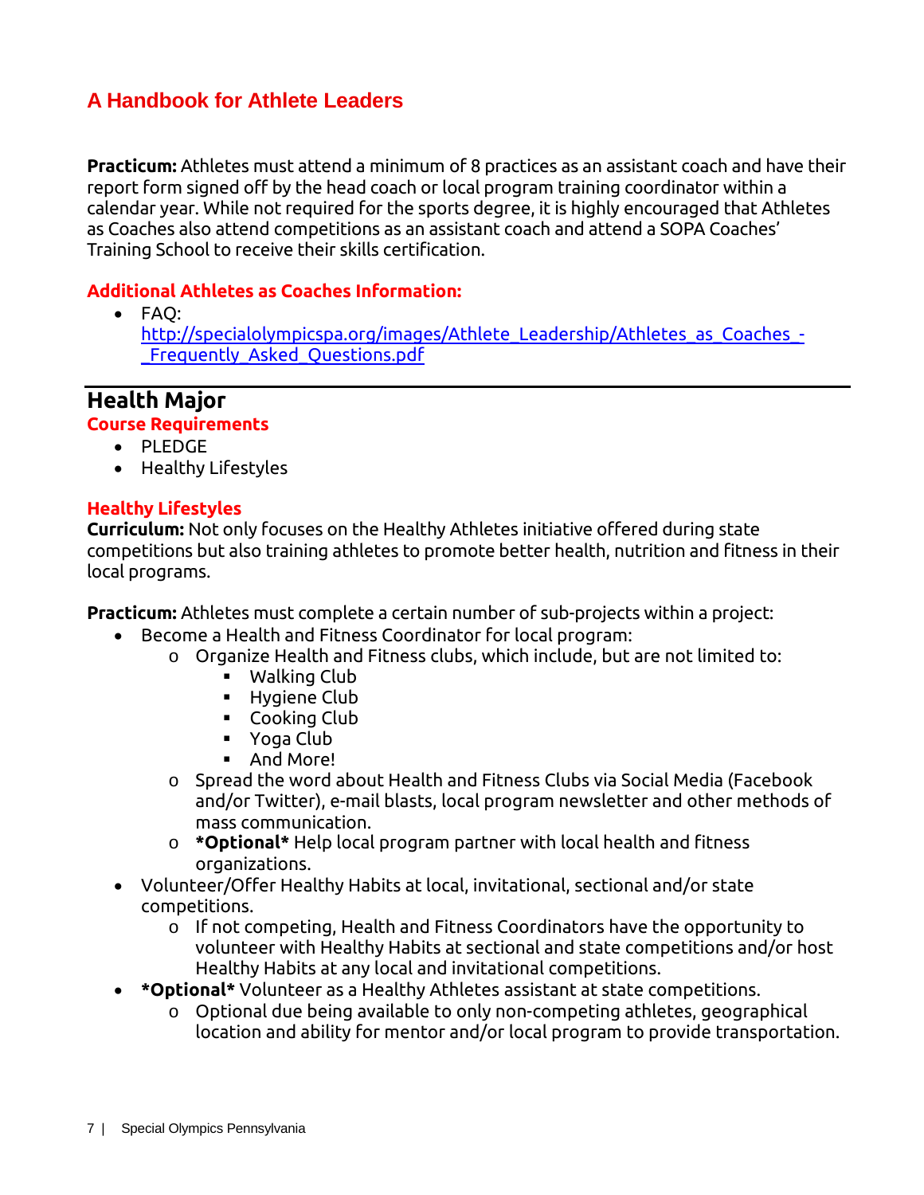**Practicum:** Athletes must attend a minimum of 8 practices as an assistant coach and have their report form signed off by the head coach or local program training coordinator within a calendar year. While not required for the sports degree, it is highly encouraged that Athletes as Coaches also attend competitions as an assistant coach and attend a SOPA Coaches' Training School to receive their skills certification.

### Additional Athletes as Coaches Information:

- FAQ: http://specialolympicspa.org/images/Athlete_Leadership/Athletes_as_Coaches_-_Frequently_Asked_Questions.pdf

---

## Health Major

### Course Requirements

- PLEDGE
- Healthy Lifestyles

### Healthy Lifestyles

**Curriculum:** Not only focuses on the Healthy Athletes initiative offered during state competitions but also training athletes to promote better health, nutrition and fitness in their local programs.

**Practicum:** Athletes must complete a certain number of sub-projects within a project:

- Become a Health and Fitness Coordinator for local program:
  - Organize Health and Fitness clubs, which include, but are not limited to:
    - Walking Club
    - Hygiene Club
    - Cooking Club
    - Yoga Club
    - And More!
  - Spread the word about Health and Fitness Clubs via Social Media (Facebook and/or Twitter), e-mail blasts, local program newsletter and other methods of mass communication.
  - ***Optional*** Help local program partner with local health and fitness organizations.
- Volunteer/Offer Healthy Habits at local, invitational, sectional and/or state competitions.
  - If not competing, Health and Fitness Coordinators have the opportunity to volunteer with Healthy Habits at sectional and state competitions and/or host Healthy Habits at any local and invitational competitions.
- ***Optional*** Volunteer as a Healthy Athletes assistant at state competitions.
  - Optional due being available to only non-competing athletes, geographical location and ability for mentor and/or local program to provide transportation.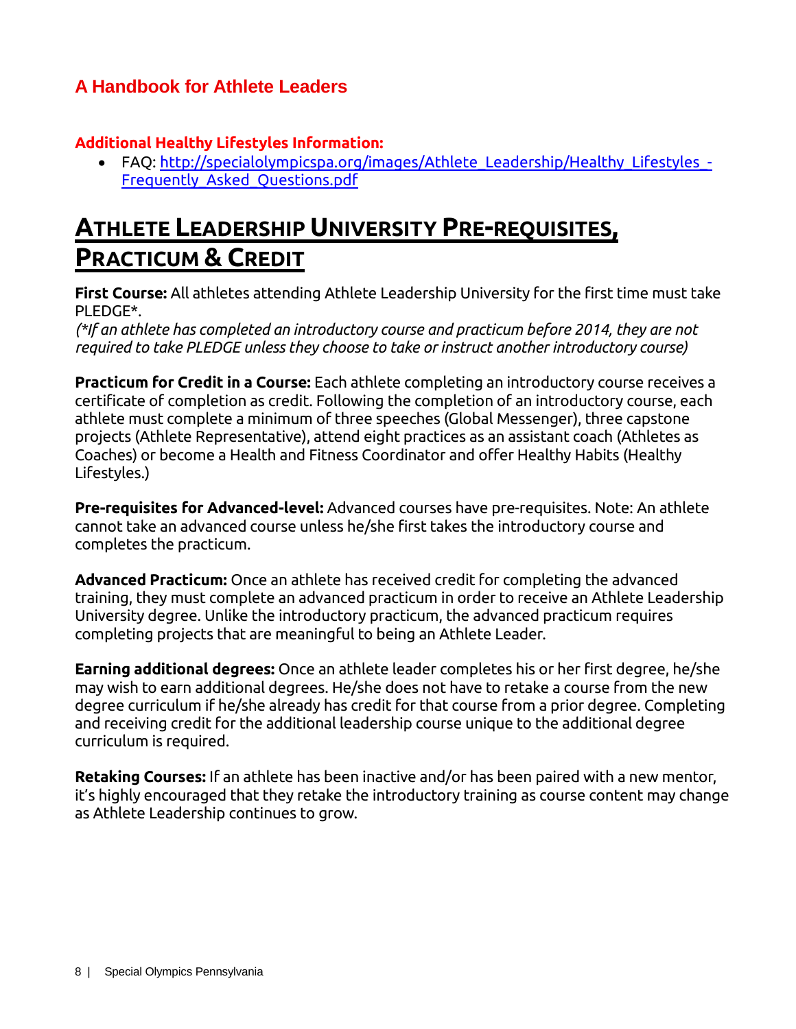### Additional Healthy Lifestyles Information:

- FAQ: [http://specialolympicspa.org/images/Athlete_Leadership/Healthy_Lifestyles_-Frequently_Asked_Questions.pdf](http://specialolympicspa.org/images/Athlete_Leadership/Healthy_Lifestyles_-Frequently_Asked_Questions.pdf)

# ATHLETE LEADERSHIP UNIVERSITY PRE-REQUISITES, PRACTICUM & CREDIT

**First Course:** All athletes attending Athlete Leadership University for the first time must take PLEDGE*.
*(*If an athlete has completed an introductory course and practicum before 2014, they are not required to take PLEDGE unless they choose to take or instruct another introductory course)*

**Practicum for Credit in a Course:** Each athlete completing an introductory course receives a certificate of completion as credit. Following the completion of an introductory course, each athlete must complete a minimum of three speeches (Global Messenger), three capstone projects (Athlete Representative), attend eight practices as an assistant coach (Athletes as Coaches) or become a Health and Fitness Coordinator and offer Healthy Habits (Healthy Lifestyles.)

**Pre-requisites for Advanced-level:** Advanced courses have pre-requisites. Note: An athlete cannot take an advanced course unless he/she first takes the introductory course and completes the practicum.

**Advanced Practicum:** Once an athlete has received credit for completing the advanced training, they must complete an advanced practicum in order to receive an Athlete Leadership University degree. Unlike the introductory practicum, the advanced practicum requires completing projects that are meaningful to being an Athlete Leader.

**Earning additional degrees:** Once an athlete leader completes his or her first degree, he/she may wish to earn additional degrees. He/she does not have to retake a course from the new degree curriculum if he/she already has credit for that course from a prior degree. Completing and receiving credit for the additional leadership course unique to the additional degree curriculum is required.

**Retaking Courses:** If an athlete has been inactive and/or has been paired with a new mentor, it's highly encouraged that they retake the introductory training as course content may change as Athlete Leadership continues to grow.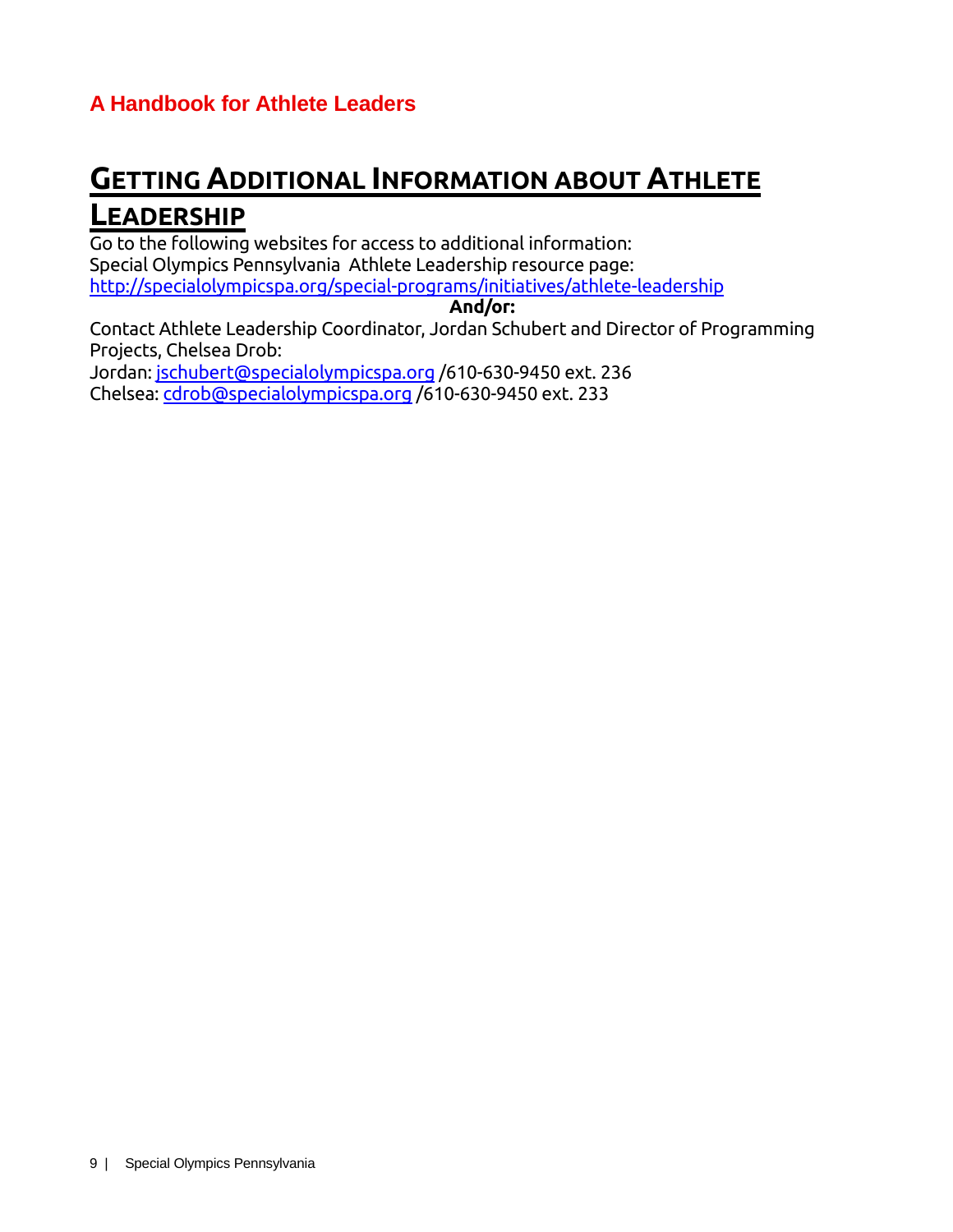# Getting Additional Information about Athlete Leadership

Go to the following websites for access to additional information:
Special Olympics Pennsylvania Athlete Leadership resource page:
http://specialolympicspa.org/special-programs/initiatives/athlete-leadership

**And/or:**

Contact Athlete Leadership Coordinator, Jordan Schubert and Director of Programming Projects, Chelsea Drob:
Jordan: jschubert@specialolympicspa.org /610-630-9450 ext. 236
Chelsea: cdrob@specialolympicspa.org /610-630-9450 ext. 233